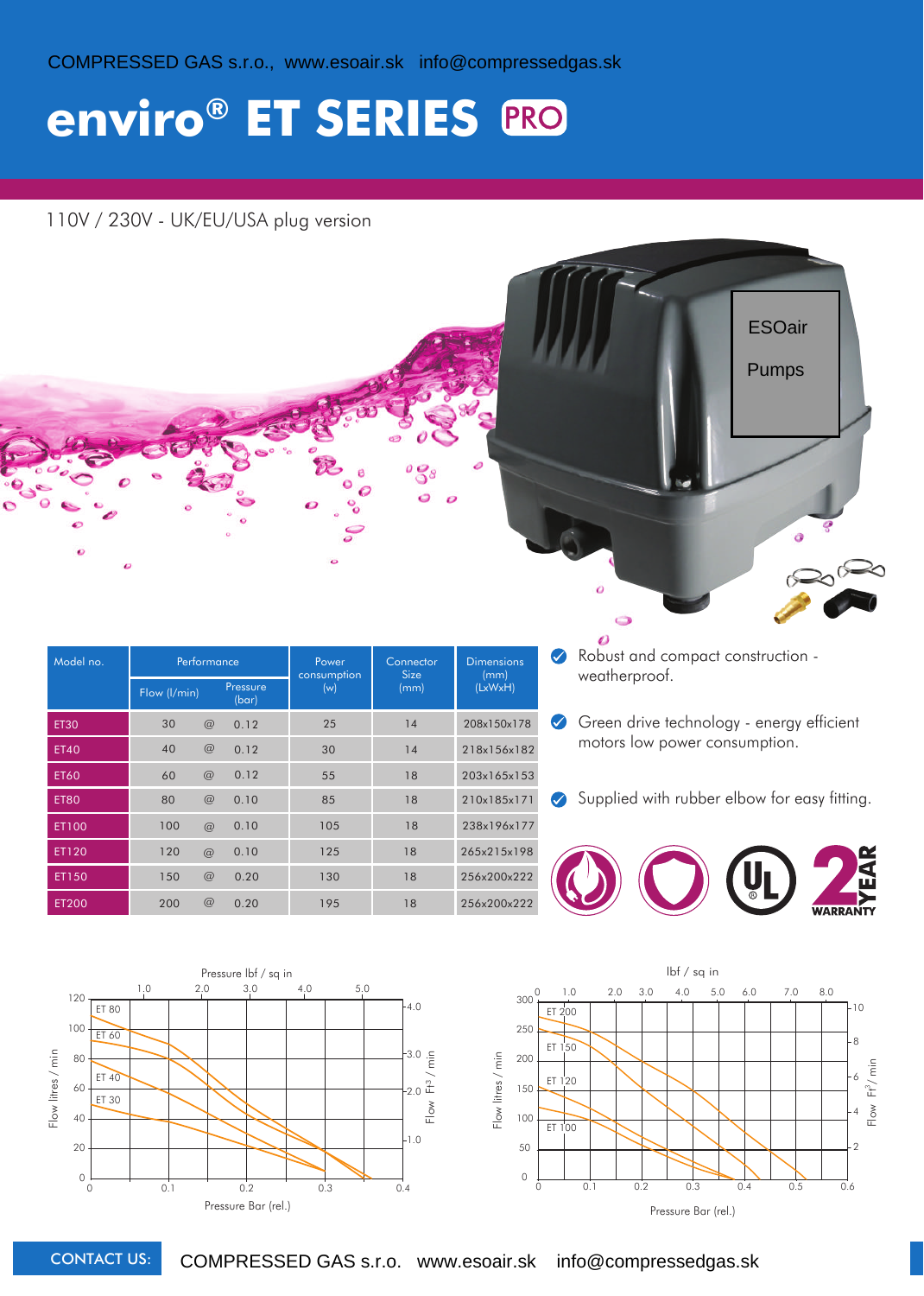COMPRESSED GAS s.r.o., www.esoair.sk info@compressedgas.sk

# enviro® ET SERIES PRO

110V / 230V - UK/EU/USA plug version

ESOair

Pumps

| Model no. | Performance | | Power consumption (w) | Connector Size (mm) | Dimensions (mm) (LxWxH) |
|---|---|---|---|---|---|
| | Flow (l/min) | Pressure (bar) | | | |
| ET30 | 30 @ | 0.12 | 25 | 14 | 208x150x178 |
| ET40 | 40 @ | 0.12 | 30 | 14 | 218x156x182 |
| ET60 | 60 @ | 0.12 | 55 | 18 | 203x165x153 |
| ET80 | 80 @ | 0.10 | 85 | 18 | 210x185x171 |
| ET100 | 100 @ | 0.10 | 105 | 18 | 238x196x177 |
| ET120 | 120 @ | 0.10 | 125 | 18 | 265x215x198 |
| ET150 | 150 @ | 0.20 | 130 | 18 | 256x200x222 |
| ET200 | 200 @ | 0.20 | 195 | 18 | 256x200x222 |

- Robust and compact construction - weatherproof.
- Green drive technology - energy efficient motors low power consumption.
- Supplied with rubber elbow for easy fitting.

2 YEAR WARRANTY

CONTACT US: COMPRESSED GAS s.r.o. www.esoair.sk info@compressedgas.sk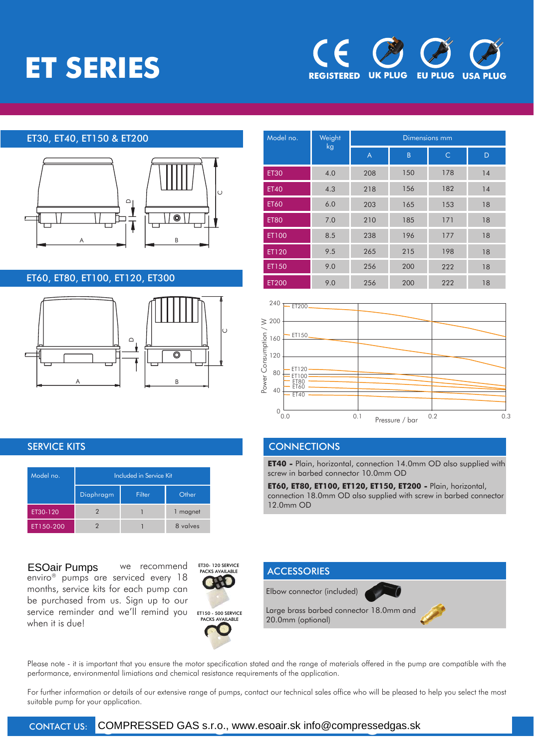# ET SERIES

REGISTERED UK PLUG EU PLUG USA PLUG

## ET30, ET40, ET150 & ET200

A B C D

## ET60, ET80, ET100, ET120, ET300

A B C D

| Model no. | Weight kg | Dimensions mm | | | |
|---|---|---|---|---|---|
| | | A | B | C | D |
| ET30 | 4.0 | 208 | 150 | 178 | 14 |
| ET40 | 4.3 | 218 | 156 | 182 | 14 |
| ET60 | 6.0 | 203 | 165 | 153 | 18 |
| ET80 | 7.0 | 210 | 185 | 171 | 18 |
| ET100 | 8.5 | 238 | 196 | 177 | 18 |
| ET120 | 9.5 | 265 | 215 | 198 | 18 |
| ET150 | 9.0 | 256 | 200 | 222 | 18 |
| ET200 | 9.0 | 256 | 200 | 222 | 18 |

Power Consumption / W
240
200
160
120
80
40
0
ET200
ET150
ET120
ET100
ET80
ET60
ET40
0.0
0.1
0.2
0.3
Pressure / bar

## SERVICE KITS

| Model no. | Included in Service Kit | | |
|---|---|---|---|
| | Diaphragm | Filter | Other |
| ET30-120 | 2 | 1 | 1 magnet |
| ET150-200 | 2 | 1 | 8 valves |

## CONNECTIONS

**ET40 -** Plain, horizontal, connection 14.0mm OD also supplied with screw in barbed connector 10.0mm OD

**ET60, ET80, ET100, ET120, ET150, ET200 -** Plain, horizontal, connection 18.0mm OD also supplied with screw in barbed connector 12.0mm OD

ESOair Pumps we recommend enviro® pumps are serviced every 18 months, service kits for each pump can be purchased from us. Sign up to our service reminder and we'll remind you when it is due!

ET30- 120 SERVICE PACKS AVAILABLE

ET150 - 500 SERVICE PACKS AVAILABLE

## ACCESSORIES

Elbow connector (included)

Large brass barbed connector 18.0mm and 20.0mm (optional)

Please note - it is important that you ensure the motor specification stated and the range of materials offered in the pump are compatible with the performance, environmental limiations and chemical resistance requirements of the application.

For further information or details of our extensive range of pumps, contact our technical sales office who will be pleased to help you select the most suitable pump for your application.

CONTACT US: COMPRESSED GAS s.r.o., www.esoair.sk info@compressedgas.sk